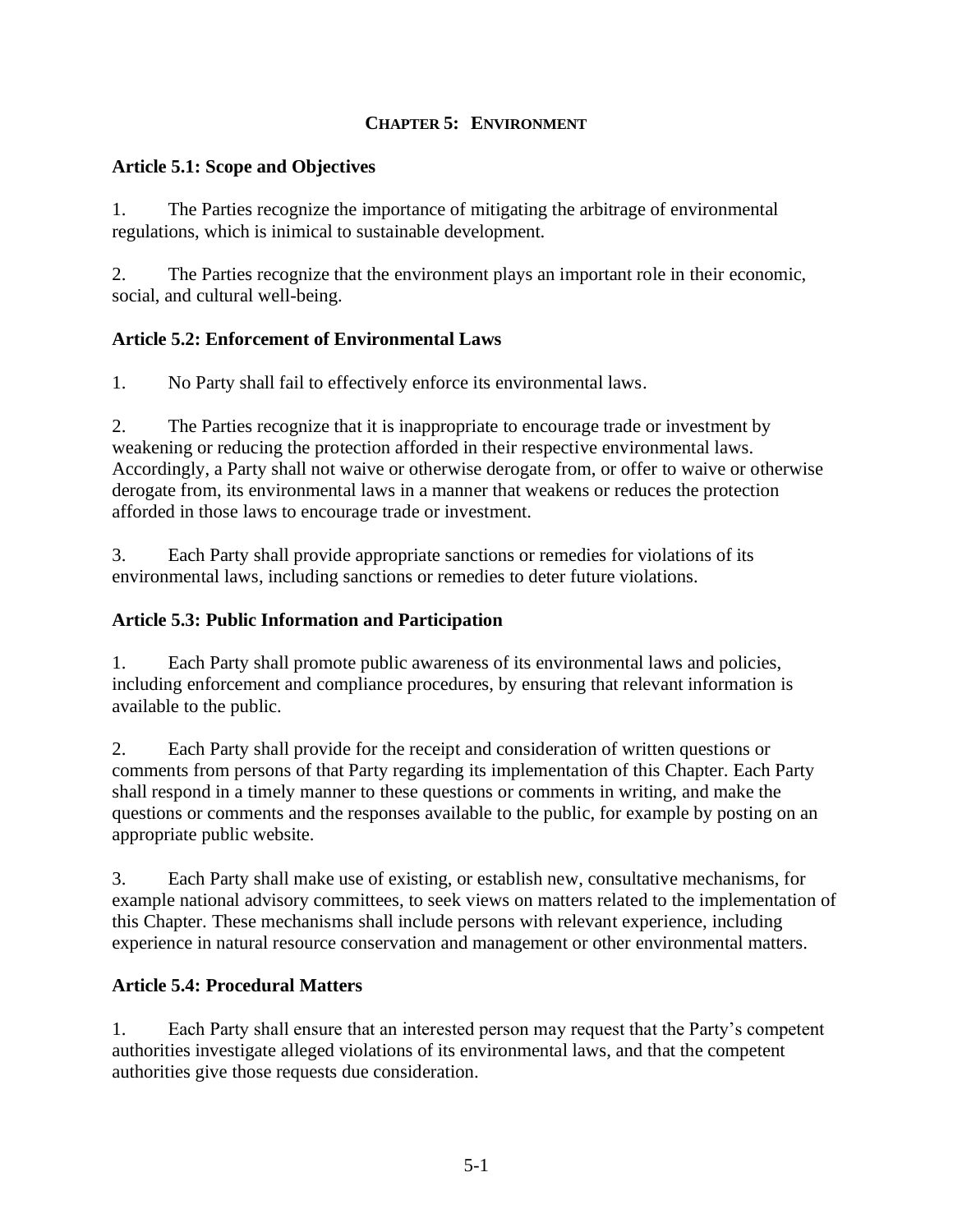# CHAPTER 5: ENVIRONMENT

## Article 5.1: Scope and Objectives

1. The Parties recognize the importance of mitigating the arbitrage of environmental regulations, which is inimical to sustainable development.

2. The Parties recognize that the environment plays an important role in their economic, social, and cultural well-being.

## Article 5.2: Enforcement of Environmental Laws

1. No Party shall fail to effectively enforce its environmental laws.

2. The Parties recognize that it is inappropriate to encourage trade or investment by weakening or reducing the protection afforded in their respective environmental laws. Accordingly, a Party shall not waive or otherwise derogate from, or offer to waive or otherwise derogate from, its environmental laws in a manner that weakens or reduces the protection afforded in those laws to encourage trade or investment.

3. Each Party shall provide appropriate sanctions or remedies for violations of its environmental laws, including sanctions or remedies to deter future violations.

## Article 5.3: Public Information and Participation

1. Each Party shall promote public awareness of its environmental laws and policies, including enforcement and compliance procedures, by ensuring that relevant information is available to the public.

2. Each Party shall provide for the receipt and consideration of written questions or comments from persons of that Party regarding its implementation of this Chapter. Each Party shall respond in a timely manner to these questions or comments in writing, and make the questions or comments and the responses available to the public, for example by posting on an appropriate public website.

3. Each Party shall make use of existing, or establish new, consultative mechanisms, for example national advisory committees, to seek views on matters related to the implementation of this Chapter. These mechanisms shall include persons with relevant experience, including experience in natural resource conservation and management or other environmental matters.

## Article 5.4: Procedural Matters

1. Each Party shall ensure that an interested person may request that the Party's competent authorities investigate alleged violations of its environmental laws, and that the competent authorities give those requests due consideration.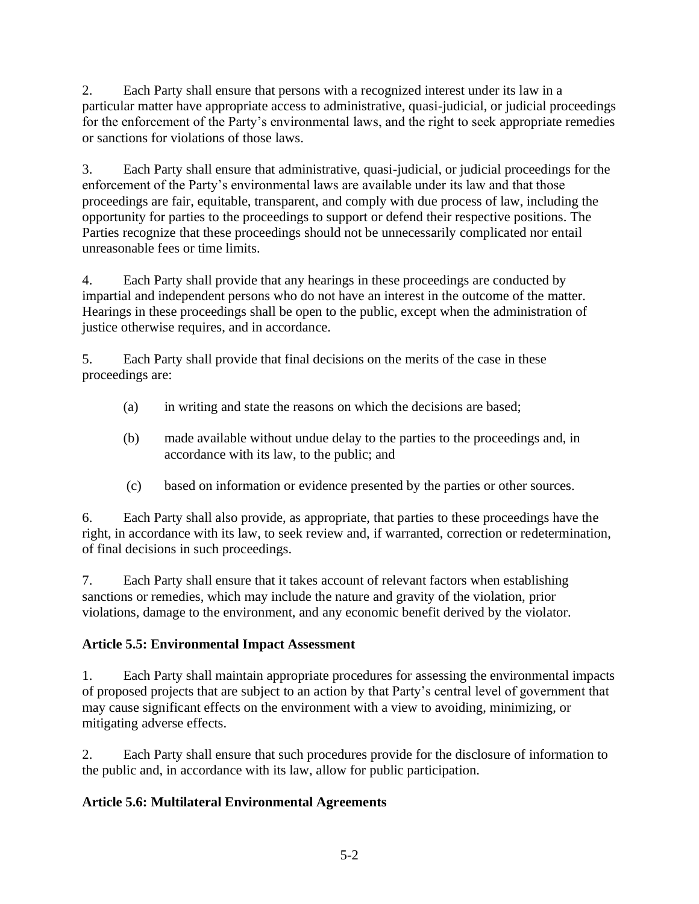2. Each Party shall ensure that persons with a recognized interest under its law in a particular matter have appropriate access to administrative, quasi-judicial, or judicial proceedings for the enforcement of the Party's environmental laws, and the right to seek appropriate remedies or sanctions for violations of those laws.

3. Each Party shall ensure that administrative, quasi-judicial, or judicial proceedings for the enforcement of the Party's environmental laws are available under its law and that those proceedings are fair, equitable, transparent, and comply with due process of law, including the opportunity for parties to the proceedings to support or defend their respective positions. The Parties recognize that these proceedings should not be unnecessarily complicated nor entail unreasonable fees or time limits.

4. Each Party shall provide that any hearings in these proceedings are conducted by impartial and independent persons who do not have an interest in the outcome of the matter. Hearings in these proceedings shall be open to the public, except when the administration of justice otherwise requires, and in accordance.

5. Each Party shall provide that final decisions on the merits of the case in these proceedings are:

(a) in writing and state the reasons on which the decisions are based;

(b) made available without undue delay to the parties to the proceedings and, in accordance with its law, to the public; and

(c) based on information or evidence presented by the parties or other sources.

6. Each Party shall also provide, as appropriate, that parties to these proceedings have the right, in accordance with its law, to seek review and, if warranted, correction or redetermination, of final decisions in such proceedings.

7. Each Party shall ensure that it takes account of relevant factors when establishing sanctions or remedies, which may include the nature and gravity of the violation, prior violations, damage to the environment, and any economic benefit derived by the violator.

**Article 5.5: Environmental Impact Assessment**

1. Each Party shall maintain appropriate procedures for assessing the environmental impacts of proposed projects that are subject to an action by that Party's central level of government that may cause significant effects on the environment with a view to avoiding, minimizing, or mitigating adverse effects.

2. Each Party shall ensure that such procedures provide for the disclosure of information to the public and, in accordance with its law, allow for public participation.

**Article 5.6: Multilateral Environmental Agreements**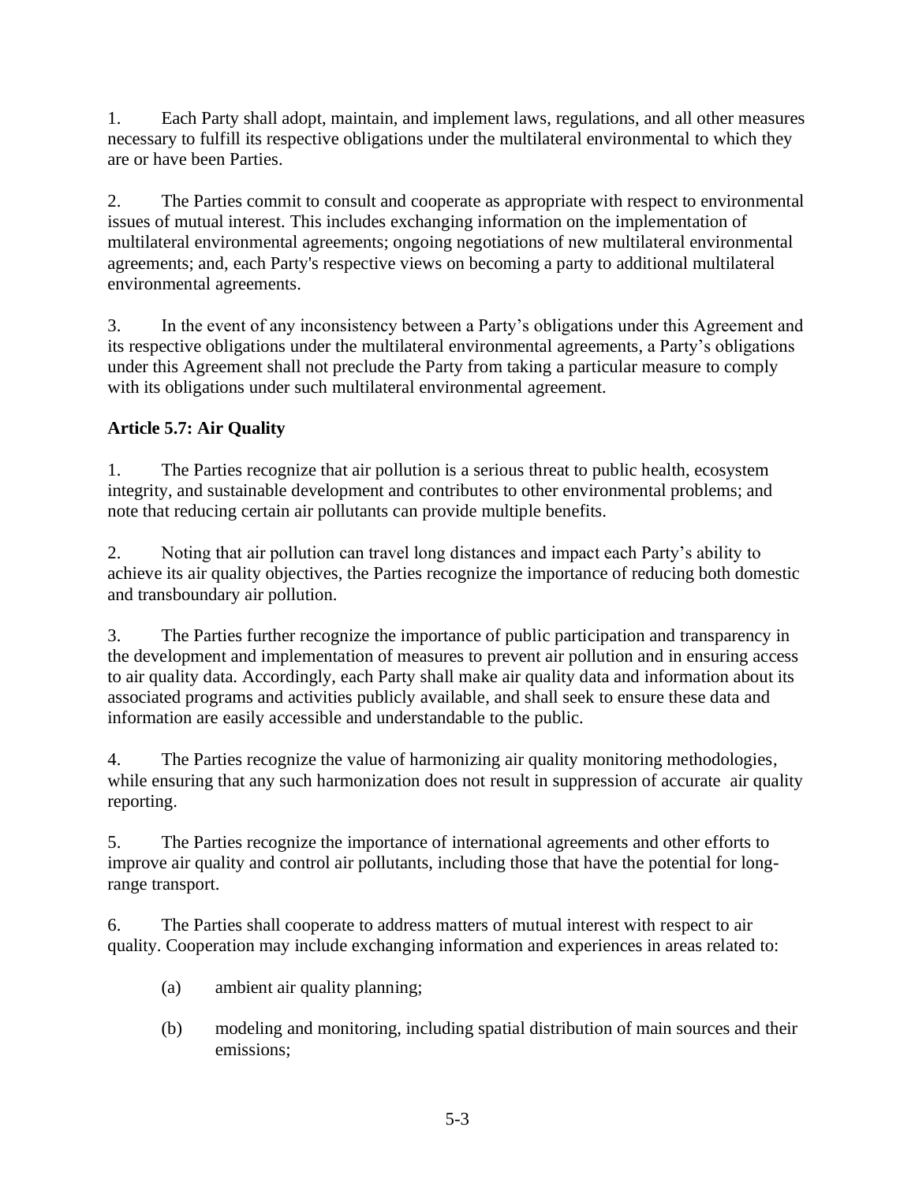1. Each Party shall adopt, maintain, and implement laws, regulations, and all other measures necessary to fulfill its respective obligations under the multilateral environmental to which they are or have been Parties.

2. The Parties commit to consult and cooperate as appropriate with respect to environmental issues of mutual interest. This includes exchanging information on the implementation of multilateral environmental agreements; ongoing negotiations of new multilateral environmental agreements; and, each Party's respective views on becoming a party to additional multilateral environmental agreements.

3. In the event of any inconsistency between a Party's obligations under this Agreement and its respective obligations under the multilateral environmental agreements, a Party's obligations under this Agreement shall not preclude the Party from taking a particular measure to comply with its obligations under such multilateral environmental agreement.

**Article 5.7: Air Quality**

1. The Parties recognize that air pollution is a serious threat to public health, ecosystem integrity, and sustainable development and contributes to other environmental problems; and note that reducing certain air pollutants can provide multiple benefits.

2. Noting that air pollution can travel long distances and impact each Party's ability to achieve its air quality objectives, the Parties recognize the importance of reducing both domestic and transboundary air pollution.

3. The Parties further recognize the importance of public participation and transparency in the development and implementation of measures to prevent air pollution and in ensuring access to air quality data. Accordingly, each Party shall make air quality data and information about its associated programs and activities publicly available, and shall seek to ensure these data and information are easily accessible and understandable to the public.

4. The Parties recognize the value of harmonizing air quality monitoring methodologies, while ensuring that any such harmonization does not result in suppression of accurate air quality reporting.

5. The Parties recognize the importance of international agreements and other efforts to improve air quality and control air pollutants, including those that have the potential for long-range transport.

6. The Parties shall cooperate to address matters of mutual interest with respect to air quality. Cooperation may include exchanging information and experiences in areas related to:

   (a) ambient air quality planning;

   (b) modeling and monitoring, including spatial distribution of main sources and their emissions;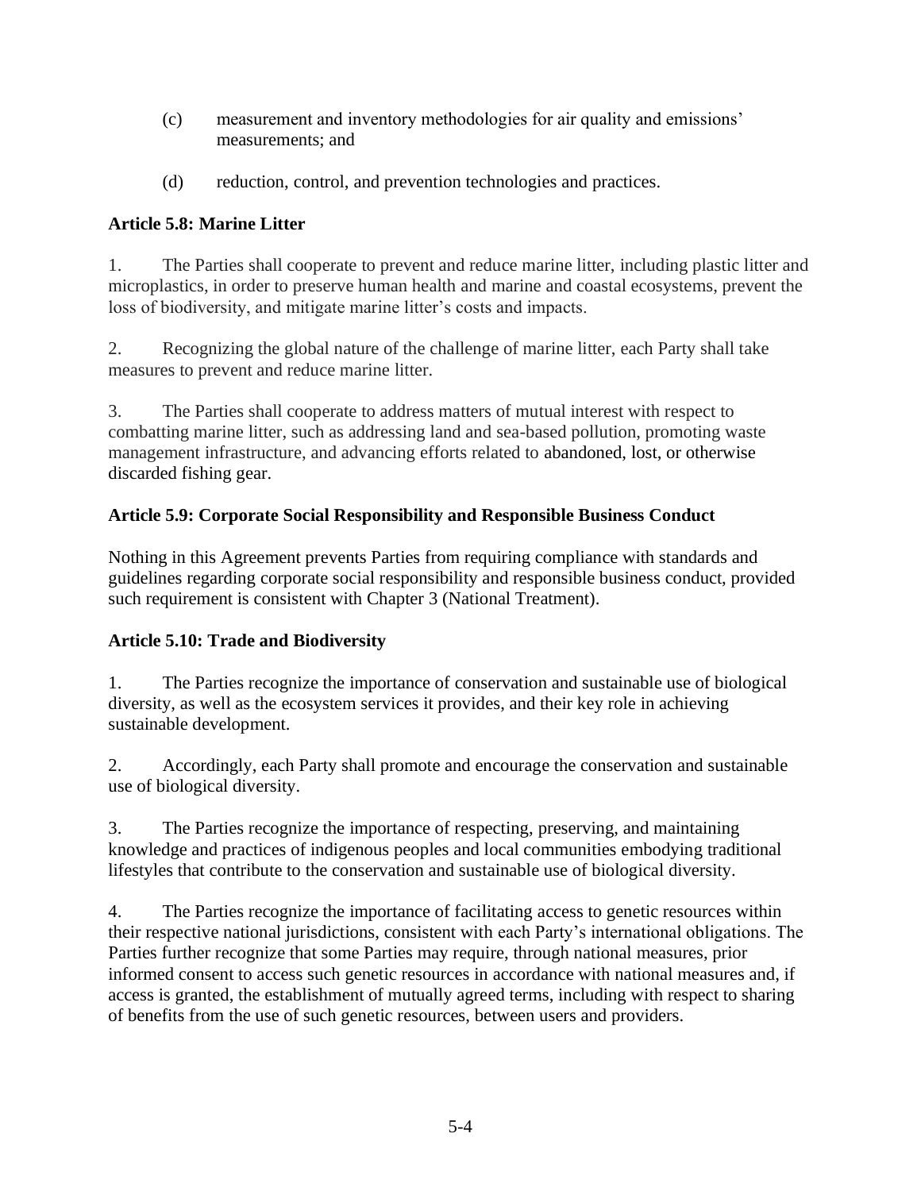(c) measurement and inventory methodologies for air quality and emissions' measurements; and

(d) reduction, control, and prevention technologies and practices.

**Article 5.8: Marine Litter**

1. The Parties shall cooperate to prevent and reduce marine litter, including plastic litter and microplastics, in order to preserve human health and marine and coastal ecosystems, prevent the loss of biodiversity, and mitigate marine litter's costs and impacts.

2. Recognizing the global nature of the challenge of marine litter, each Party shall take measures to prevent and reduce marine litter.

3. The Parties shall cooperate to address matters of mutual interest with respect to combatting marine litter, such as addressing land and sea-based pollution, promoting waste management infrastructure, and advancing efforts related to abandoned, lost, or otherwise discarded fishing gear.

**Article 5.9: Corporate Social Responsibility and Responsible Business Conduct**

Nothing in this Agreement prevents Parties from requiring compliance with standards and guidelines regarding corporate social responsibility and responsible business conduct, provided such requirement is consistent with Chapter 3 (National Treatment).

**Article 5.10: Trade and Biodiversity**

1. The Parties recognize the importance of conservation and sustainable use of biological diversity, as well as the ecosystem services it provides, and their key role in achieving sustainable development.

2. Accordingly, each Party shall promote and encourage the conservation and sustainable use of biological diversity.

3. The Parties recognize the importance of respecting, preserving, and maintaining knowledge and practices of indigenous peoples and local communities embodying traditional lifestyles that contribute to the conservation and sustainable use of biological diversity.

4. The Parties recognize the importance of facilitating access to genetic resources within their respective national jurisdictions, consistent with each Party's international obligations. The Parties further recognize that some Parties may require, through national measures, prior informed consent to access such genetic resources in accordance with national measures and, if access is granted, the establishment of mutually agreed terms, including with respect to sharing of benefits from the use of such genetic resources, between users and providers.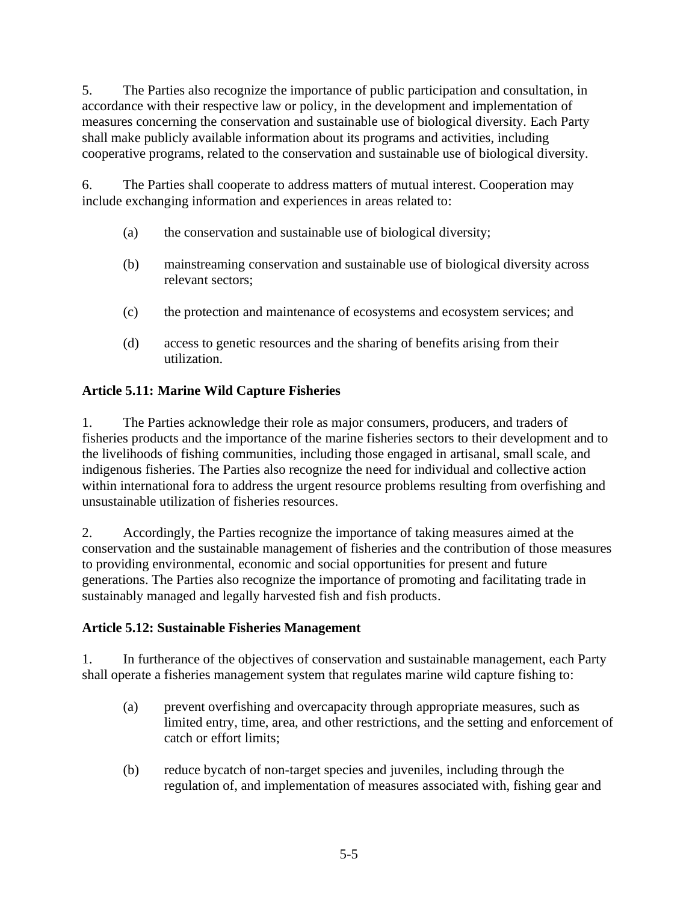5. The Parties also recognize the importance of public participation and consultation, in accordance with their respective law or policy, in the development and implementation of measures concerning the conservation and sustainable use of biological diversity. Each Party shall make publicly available information about its programs and activities, including cooperative programs, related to the conservation and sustainable use of biological diversity.

6. The Parties shall cooperate to address matters of mutual interest. Cooperation may include exchanging information and experiences in areas related to:

   (a) the conservation and sustainable use of biological diversity;

   (b) mainstreaming conservation and sustainable use of biological diversity across relevant sectors;

   (c) the protection and maintenance of ecosystems and ecosystem services; and

   (d) access to genetic resources and the sharing of benefits arising from their utilization.

**Article 5.11: Marine Wild Capture Fisheries**

1. The Parties acknowledge their role as major consumers, producers, and traders of fisheries products and the importance of the marine fisheries sectors to their development and to the livelihoods of fishing communities, including those engaged in artisanal, small scale, and indigenous fisheries. The Parties also recognize the need for individual and collective action within international fora to address the urgent resource problems resulting from overfishing and unsustainable utilization of fisheries resources.

2. Accordingly, the Parties recognize the importance of taking measures aimed at the conservation and the sustainable management of fisheries and the contribution of those measures to providing environmental, economic and social opportunities for present and future generations. The Parties also recognize the importance of promoting and facilitating trade in sustainably managed and legally harvested fish and fish products.

**Article 5.12: Sustainable Fisheries Management**

1. In furtherance of the objectives of conservation and sustainable management, each Party shall operate a fisheries management system that regulates marine wild capture fishing to:

   (a) prevent overfishing and overcapacity through appropriate measures, such as limited entry, time, area, and other restrictions, and the setting and enforcement of catch or effort limits;

   (b) reduce bycatch of non-target species and juveniles, including through the regulation of, and implementation of measures associated with, fishing gear and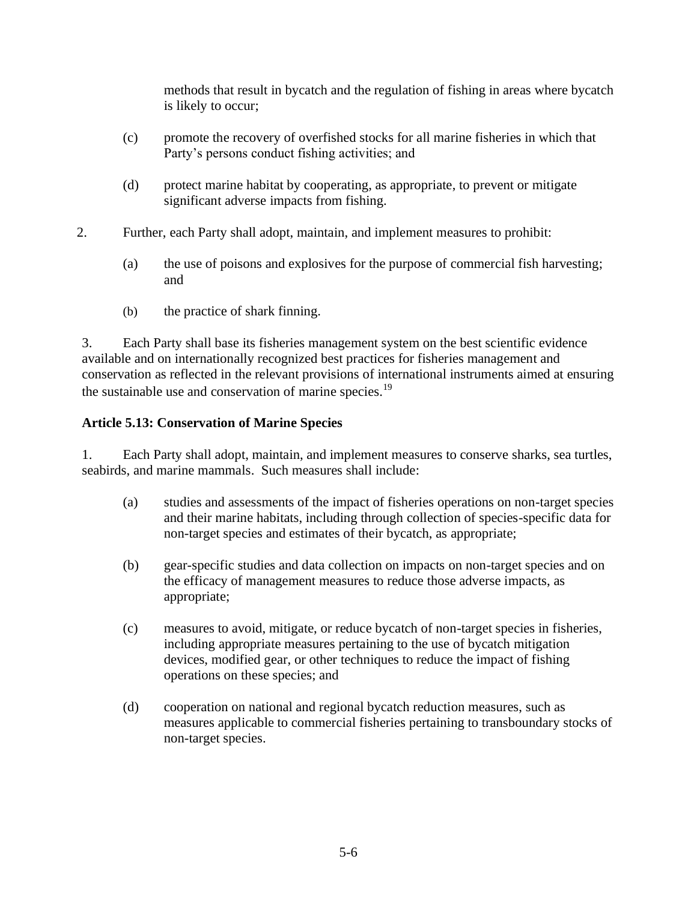methods that result in bycatch and the regulation of fishing in areas where bycatch is likely to occur;

(c) promote the recovery of overfished stocks for all marine fisheries in which that Party's persons conduct fishing activities; and

(d) protect marine habitat by cooperating, as appropriate, to prevent or mitigate significant adverse impacts from fishing.

2. Further, each Party shall adopt, maintain, and implement measures to prohibit:

(a) the use of poisons and explosives for the purpose of commercial fish harvesting; and

(b) the practice of shark finning.

3. Each Party shall base its fisheries management system on the best scientific evidence available and on internationally recognized best practices for fisheries management and conservation as reflected in the relevant provisions of international instruments aimed at ensuring the sustainable use and conservation of marine species.[19]

**Article 5.13: Conservation of Marine Species**

1. Each Party shall adopt, maintain, and implement measures to conserve sharks, sea turtles, seabirds, and marine mammals. Such measures shall include:

(a) studies and assessments of the impact of fisheries operations on non-target species and their marine habitats, including through collection of species-specific data for non-target species and estimates of their bycatch, as appropriate;

(b) gear-specific studies and data collection on impacts on non-target species and on the efficacy of management measures to reduce those adverse impacts, as appropriate;

(c) measures to avoid, mitigate, or reduce bycatch of non-target species in fisheries, including appropriate measures pertaining to the use of bycatch mitigation devices, modified gear, or other techniques to reduce the impact of fishing operations on these species; and

(d) cooperation on national and regional bycatch reduction measures, such as measures applicable to commercial fisheries pertaining to transboundary stocks of non-target species.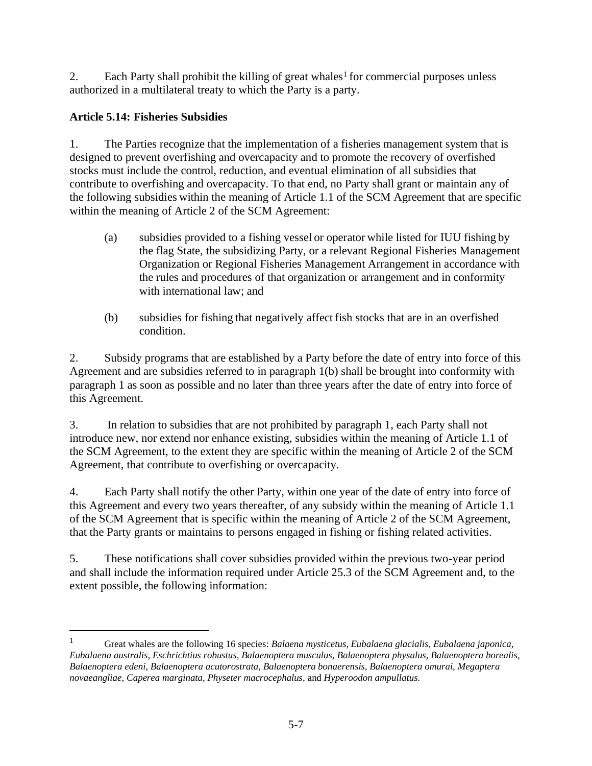2. Each Party shall prohibit the killing of great whales[1] for commercial purposes unless authorized in a multilateral treaty to which the Party is a party.

**Article 5.14: Fisheries Subsidies**

1. The Parties recognize that the implementation of a fisheries management system that is designed to prevent overfishing and overcapacity and to promote the recovery of overfished stocks must include the control, reduction, and eventual elimination of all subsidies that contribute to overfishing and overcapacity. To that end, no Party shall grant or maintain any of the following subsidies within the meaning of Article 1.1 of the SCM Agreement that are specific within the meaning of Article 2 of the SCM Agreement:

   (a) subsidies provided to a fishing vessel or operator while listed for IUU fishing by the flag State, the subsidizing Party, or a relevant Regional Fisheries Management Organization or Regional Fisheries Management Arrangement in accordance with the rules and procedures of that organization or arrangement and in conformity with international law; and

   (b) subsidies for fishing that negatively affect fish stocks that are in an overfished condition.

2. Subsidy programs that are established by a Party before the date of entry into force of this Agreement and are subsidies referred to in paragraph 1(b) shall be brought into conformity with paragraph 1 as soon as possible and no later than three years after the date of entry into force of this Agreement.

3. In relation to subsidies that are not prohibited by paragraph 1, each Party shall not introduce new, nor extend nor enhance existing, subsidies within the meaning of Article 1.1 of the SCM Agreement, to the extent they are specific within the meaning of Article 2 of the SCM Agreement, that contribute to overfishing or overcapacity.

4. Each Party shall notify the other Party, within one year of the date of entry into force of this Agreement and every two years thereafter, of any subsidy within the meaning of Article 1.1 of the SCM Agreement that is specific within the meaning of Article 2 of the SCM Agreement, that the Party grants or maintains to persons engaged in fishing or fishing related activities.

5. These notifications shall cover subsidies provided within the previous two-year period and shall include the information required under Article 25.3 of the SCM Agreement and, to the extent possible, the following information:

---

[1] Great whales are the following 16 species: *Balaena mysticetus, Eubalaena glacialis, Eubalaena japonica, Eubalaena australis, Eschrichtius robustus, Balaenoptera musculus, Balaenoptera physalus, Balaenoptera borealis, Balaenoptera edeni, Balaenoptera acutorostrata, Balaenoptera bonaerensis, Balaenoptera omurai, Megaptera novaeangliae, Caperea marginata, Physeter macrocephalus,* and *Hyperoodon ampullatus.*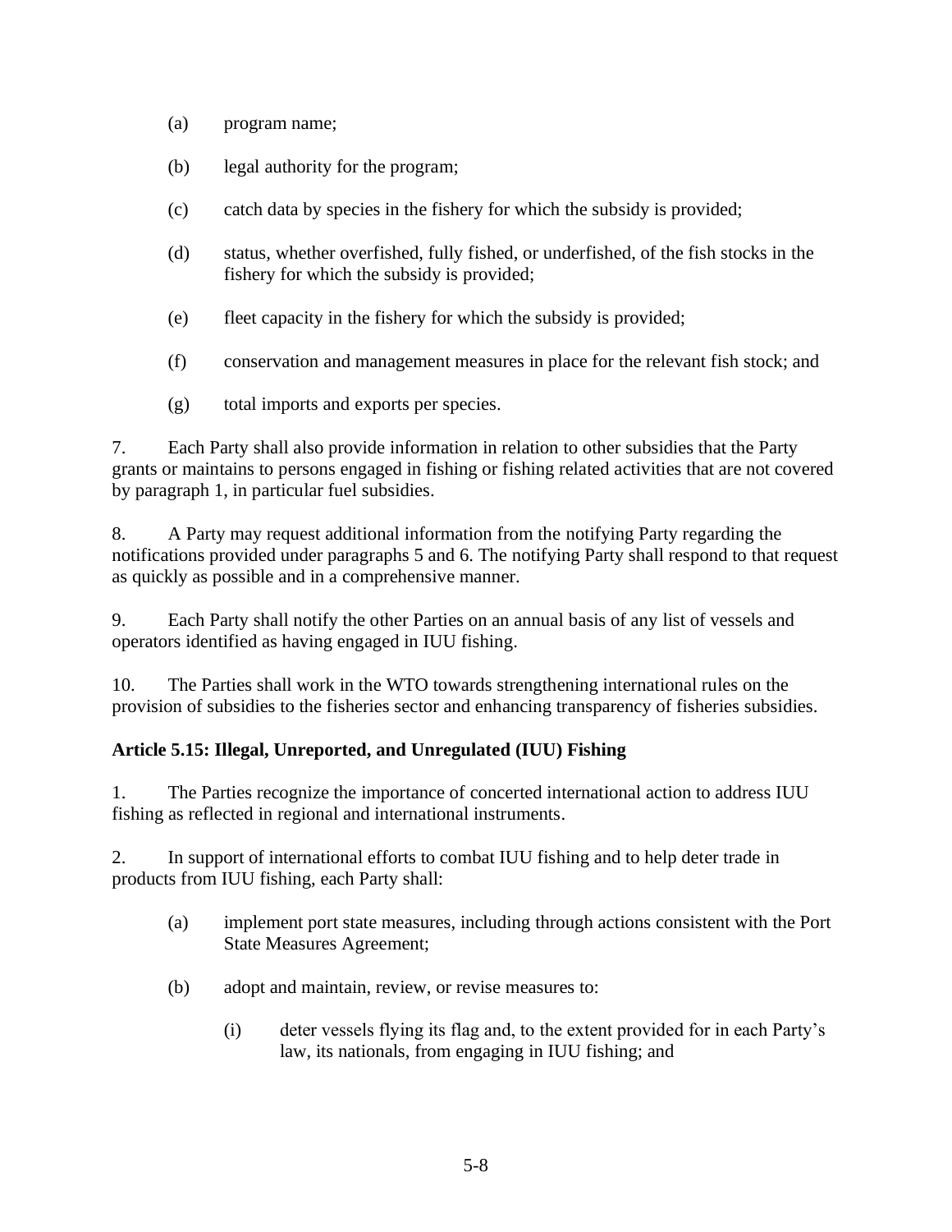(a) program name;

(b) legal authority for the program;

(c) catch data by species in the fishery for which the subsidy is provided;

(d) status, whether overfished, fully fished, or underfished, of the fish stocks in the fishery for which the subsidy is provided;

(e) fleet capacity in the fishery for which the subsidy is provided;

(f) conservation and management measures in place for the relevant fish stock; and

(g) total imports and exports per species.

7. Each Party shall also provide information in relation to other subsidies that the Party grants or maintains to persons engaged in fishing or fishing related activities that are not covered by paragraph 1, in particular fuel subsidies.

8. A Party may request additional information from the notifying Party regarding the notifications provided under paragraphs 5 and 6. The notifying Party shall respond to that request as quickly as possible and in a comprehensive manner.

9. Each Party shall notify the other Parties on an annual basis of any list of vessels and operators identified as having engaged in IUU fishing.

10. The Parties shall work in the WTO towards strengthening international rules on the provision of subsidies to the fisheries sector and enhancing transparency of fisheries subsidies.

**Article 5.15: Illegal, Unreported, and Unregulated (IUU) Fishing**

1. The Parties recognize the importance of concerted international action to address IUU fishing as reflected in regional and international instruments.

2. In support of international efforts to combat IUU fishing and to help deter trade in products from IUU fishing, each Party shall:

(a) implement port state measures, including through actions consistent with the Port State Measures Agreement;

(b) adopt and maintain, review, or revise measures to:

(i) deter vessels flying its flag and, to the extent provided for in each Party's law, its nationals, from engaging in IUU fishing; and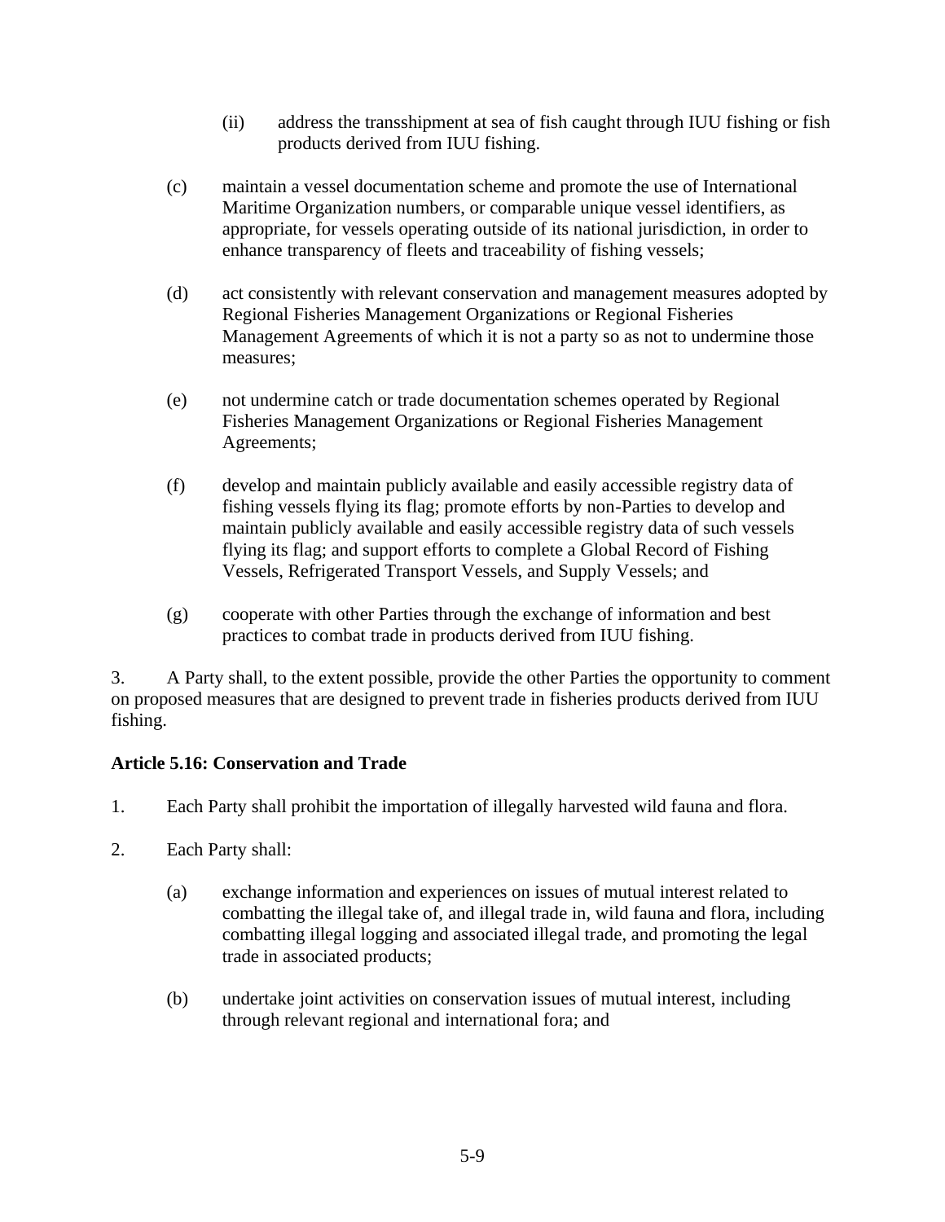(ii) address the transshipment at sea of fish caught through IUU fishing or fish products derived from IUU fishing.

(c) maintain a vessel documentation scheme and promote the use of International Maritime Organization numbers, or comparable unique vessel identifiers, as appropriate, for vessels operating outside of its national jurisdiction, in order to enhance transparency of fleets and traceability of fishing vessels;

(d) act consistently with relevant conservation and management measures adopted by Regional Fisheries Management Organizations or Regional Fisheries Management Agreements of which it is not a party so as not to undermine those measures;

(e) not undermine catch or trade documentation schemes operated by Regional Fisheries Management Organizations or Regional Fisheries Management Agreements;

(f) develop and maintain publicly available and easily accessible registry data of fishing vessels flying its flag; promote efforts by non-Parties to develop and maintain publicly available and easily accessible registry data of such vessels flying its flag; and support efforts to complete a Global Record of Fishing Vessels, Refrigerated Transport Vessels, and Supply Vessels; and

(g) cooperate with other Parties through the exchange of information and best practices to combat trade in products derived from IUU fishing.

3. A Party shall, to the extent possible, provide the other Parties the opportunity to comment on proposed measures that are designed to prevent trade in fisheries products derived from IUU fishing.

**Article 5.16: Conservation and Trade**

1. Each Party shall prohibit the importation of illegally harvested wild fauna and flora.

2. Each Party shall:

(a) exchange information and experiences on issues of mutual interest related to combatting the illegal take of, and illegal trade in, wild fauna and flora, including combatting illegal logging and associated illegal trade, and promoting the legal trade in associated products;

(b) undertake joint activities on conservation issues of mutual interest, including through relevant regional and international fora; and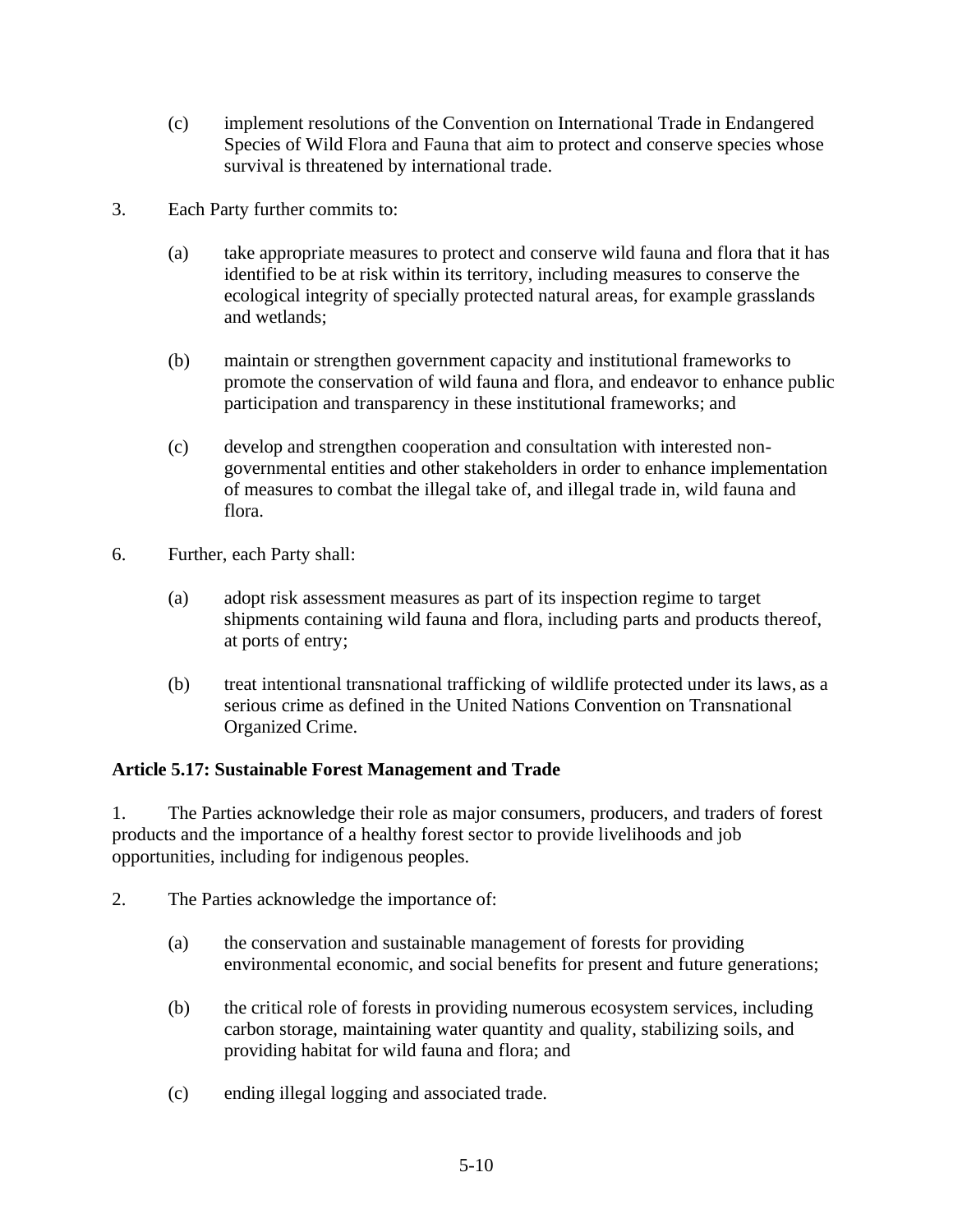(c) implement resolutions of the Convention on International Trade in Endangered Species of Wild Flora and Fauna that aim to protect and conserve species whose survival is threatened by international trade.

3. Each Party further commits to:

(a) take appropriate measures to protect and conserve wild fauna and flora that it has identified to be at risk within its territory, including measures to conserve the ecological integrity of specially protected natural areas, for example grasslands and wetlands;

(b) maintain or strengthen government capacity and institutional frameworks to promote the conservation of wild fauna and flora, and endeavor to enhance public participation and transparency in these institutional frameworks; and

(c) develop and strengthen cooperation and consultation with interested non-governmental entities and other stakeholders in order to enhance implementation of measures to combat the illegal take of, and illegal trade in, wild fauna and flora.

6. Further, each Party shall:

(a) adopt risk assessment measures as part of its inspection regime to target shipments containing wild fauna and flora, including parts and products thereof, at ports of entry;

(b) treat intentional transnational trafficking of wildlife protected under its laws, as a serious crime as defined in the United Nations Convention on Transnational Organized Crime.

**Article 5.17: Sustainable Forest Management and Trade**

1. The Parties acknowledge their role as major consumers, producers, and traders of forest products and the importance of a healthy forest sector to provide livelihoods and job opportunities, including for indigenous peoples.

2. The Parties acknowledge the importance of:

(a) the conservation and sustainable management of forests for providing environmental economic, and social benefits for present and future generations;

(b) the critical role of forests in providing numerous ecosystem services, including carbon storage, maintaining water quantity and quality, stabilizing soils, and providing habitat for wild fauna and flora; and

(c) ending illegal logging and associated trade.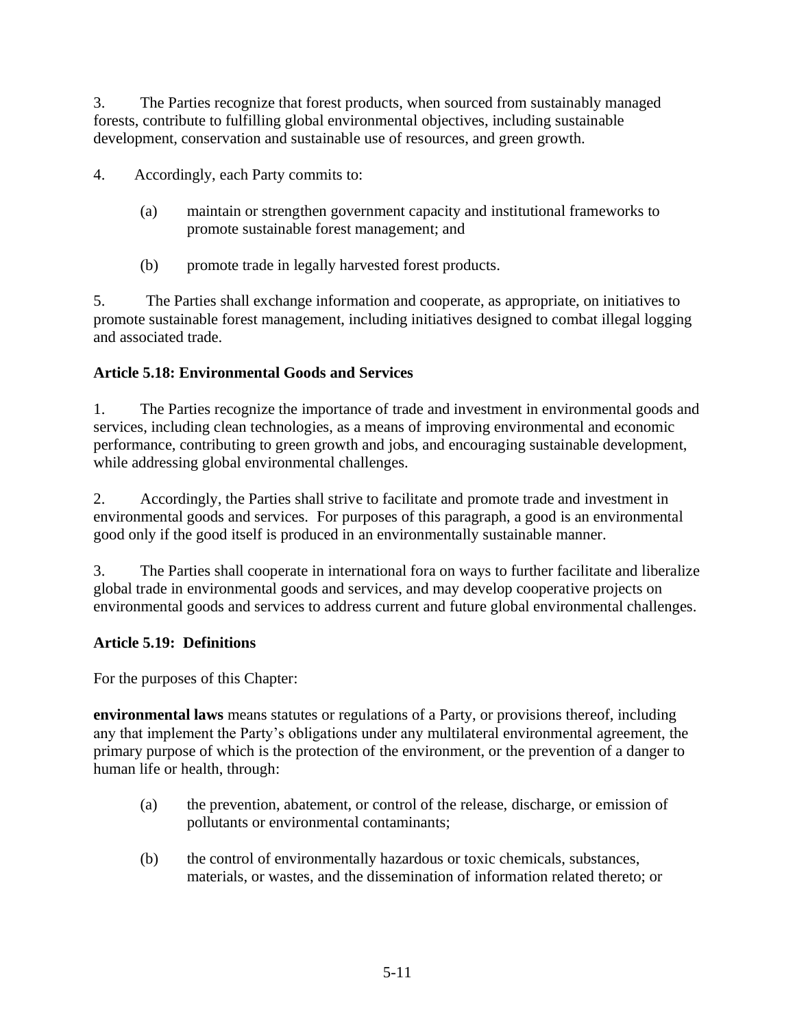3. The Parties recognize that forest products, when sourced from sustainably managed forests, contribute to fulfilling global environmental objectives, including sustainable development, conservation and sustainable use of resources, and green growth.

4. Accordingly, each Party commits to:

   (a) maintain or strengthen government capacity and institutional frameworks to promote sustainable forest management; and

   (b) promote trade in legally harvested forest products.

5. The Parties shall exchange information and cooperate, as appropriate, on initiatives to promote sustainable forest management, including initiatives designed to combat illegal logging and associated trade.

**Article 5.18: Environmental Goods and Services**

1. The Parties recognize the importance of trade and investment in environmental goods and services, including clean technologies, as a means of improving environmental and economic performance, contributing to green growth and jobs, and encouraging sustainable development, while addressing global environmental challenges.

2. Accordingly, the Parties shall strive to facilitate and promote trade and investment in environmental goods and services. For purposes of this paragraph, a good is an environmental good only if the good itself is produced in an environmentally sustainable manner.

3. The Parties shall cooperate in international fora on ways to further facilitate and liberalize global trade in environmental goods and services, and may develop cooperative projects on environmental goods and services to address current and future global environmental challenges.

**Article 5.19: Definitions**

For the purposes of this Chapter:

**environmental laws** means statutes or regulations of a Party, or provisions thereof, including any that implement the Party's obligations under any multilateral environmental agreement, the primary purpose of which is the protection of the environment, or the prevention of a danger to human life or health, through:

   (a) the prevention, abatement, or control of the release, discharge, or emission of pollutants or environmental contaminants;

   (b) the control of environmentally hazardous or toxic chemicals, substances, materials, or wastes, and the dissemination of information related thereto; or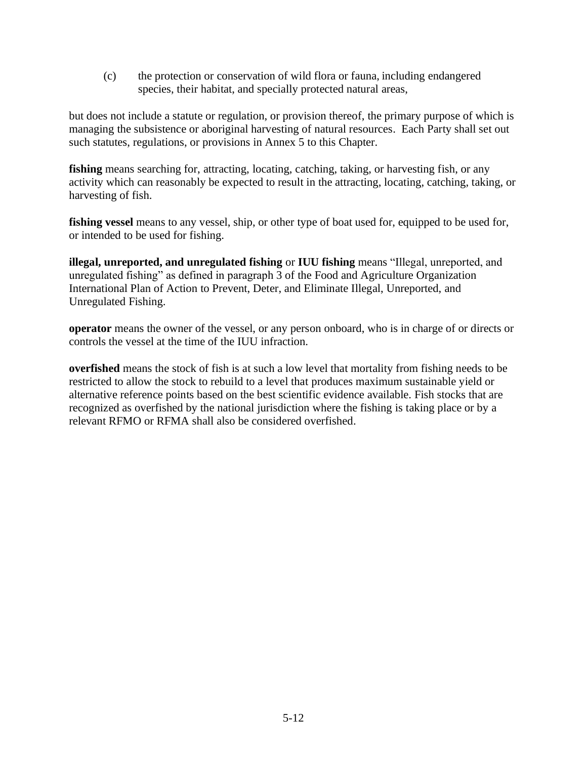(c) the protection or conservation of wild flora or fauna, including endangered species, their habitat, and specially protected natural areas,

but does not include a statute or regulation, or provision thereof, the primary purpose of which is managing the subsistence or aboriginal harvesting of natural resources. Each Party shall set out such statutes, regulations, or provisions in Annex 5 to this Chapter.

**fishing** means searching for, attracting, locating, catching, taking, or harvesting fish, or any activity which can reasonably be expected to result in the attracting, locating, catching, taking, or harvesting of fish.

**fishing vessel** means to any vessel, ship, or other type of boat used for, equipped to be used for, or intended to be used for fishing.

**illegal, unreported, and unregulated fishing** or **IUU fishing** means "Illegal, unreported, and unregulated fishing" as defined in paragraph 3 of the Food and Agriculture Organization International Plan of Action to Prevent, Deter, and Eliminate Illegal, Unreported, and Unregulated Fishing.

**operator** means the owner of the vessel, or any person onboard, who is in charge of or directs or controls the vessel at the time of the IUU infraction.

**overfished** means the stock of fish is at such a low level that mortality from fishing needs to be restricted to allow the stock to rebuild to a level that produces maximum sustainable yield or alternative reference points based on the best scientific evidence available. Fish stocks that are recognized as overfished by the national jurisdiction where the fishing is taking place or by a relevant RFMO or RFMA shall also be considered overfished.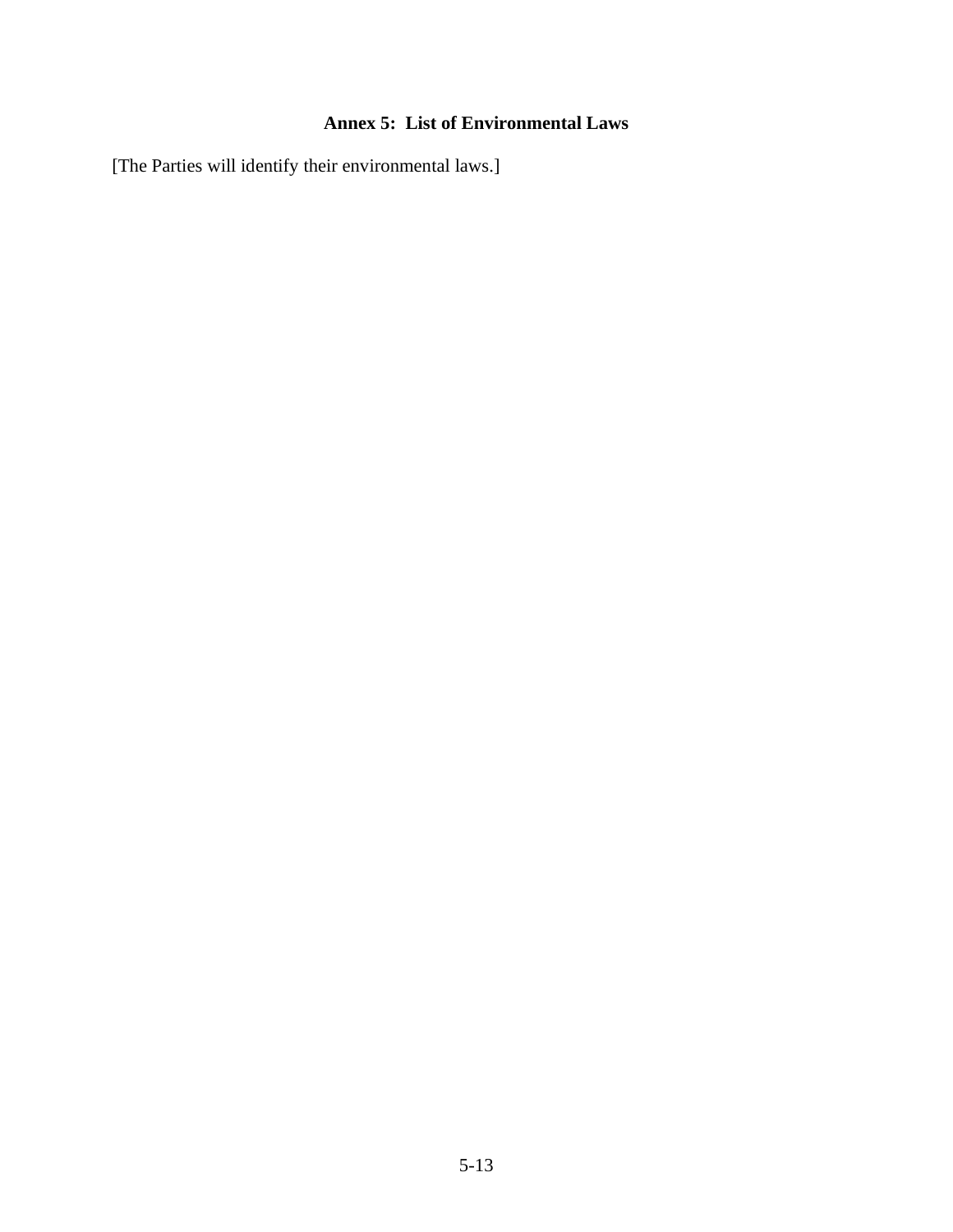# Annex 5: List of Environmental Laws

[The Parties will identify their environmental laws.]